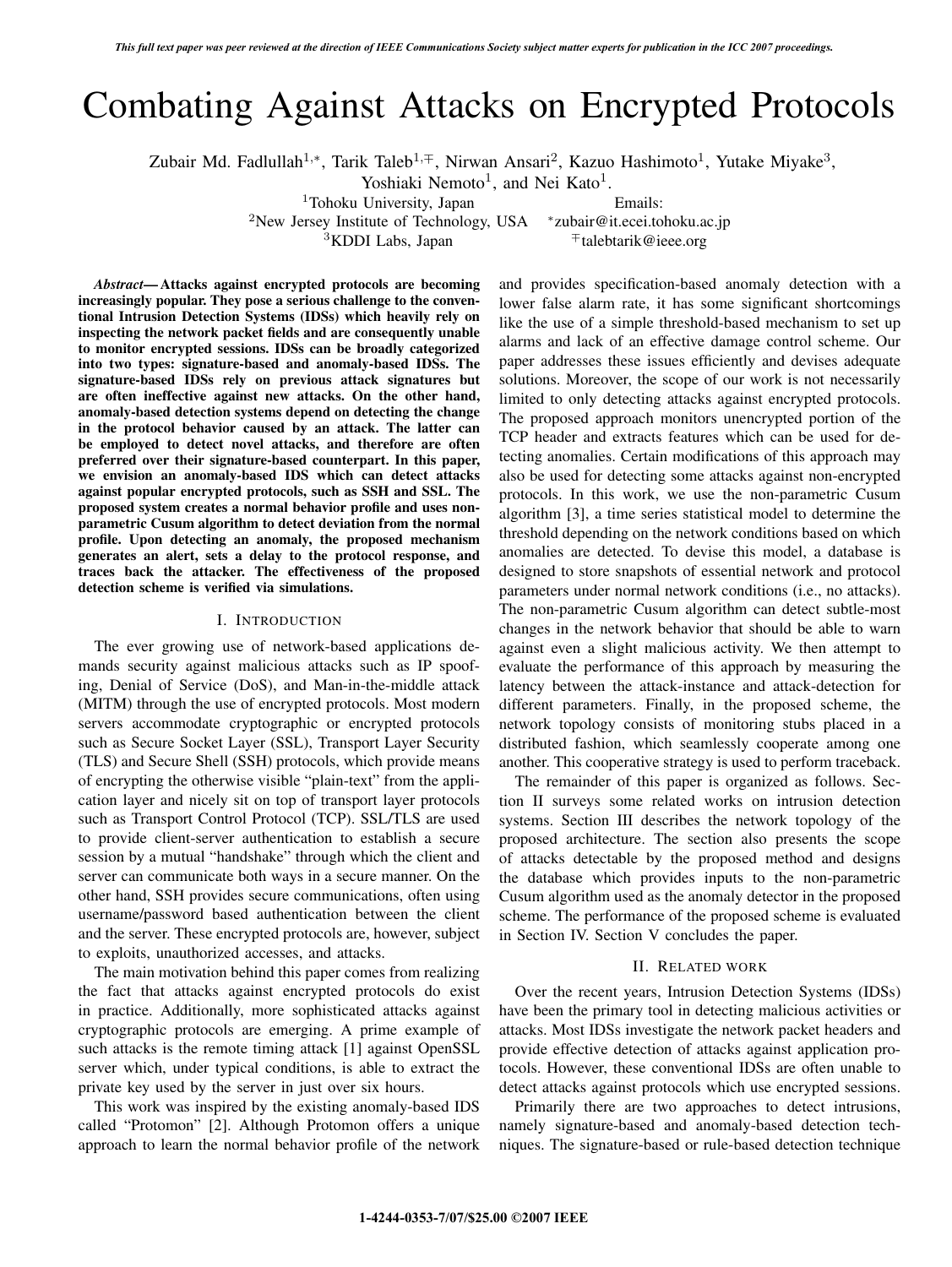# Combating Against Attacks on Encrypted Protocols

Zubair Md. Fadlullah[1,*], Tarik Taleb[1,∓], Nirwan Ansari[2], Kazuo Hashimoto[1], Yutake Miyake[3], Yoshiaki Nemoto[1], and Nei Kato[1].

[1]Tohoku University, Japan
[2]New Jersey Institute of Technology, USA
[3]KDDI Labs, Japan

Emails:
[*]zubair@it.ecei.tohoku.ac.jp
[∓]talebtarik@ieee.org

***Abstract*— Attacks against encrypted protocols are becoming increasingly popular. They pose a serious challenge to the conventional Intrusion Detection Systems (IDSs) which heavily rely on inspecting the network packet fields and are consequently unable to monitor encrypted sessions. IDSs can be broadly categorized into two types: signature-based and anomaly-based IDSs. The signature-based IDSs rely on previous attack signatures but are often ineffective against new attacks. On the other hand, anomaly-based detection systems depend on detecting the change in the protocol behavior caused by an attack. The latter can be employed to detect novel attacks, and therefore are often preferred over their signature-based counterpart. In this paper, we envision an anomaly-based IDS which can detect attacks against popular encrypted protocols, such as SSH and SSL. The proposed system creates a normal behavior profile and uses non-parametric Cusum algorithm to detect deviation from the normal profile. Upon detecting an anomaly, the proposed mechanism generates an alert, sets a delay to the protocol response, and traces back the attacker. The effectiveness of the proposed detection scheme is verified via simulations.**

## I. Introduction

The ever growing use of network-based applications demands security against malicious attacks such as IP spoofing, Denial of Service (DoS), and Man-in-the-middle attack (MITM) through the use of encrypted protocols. Most modern servers accommodate cryptographic or encrypted protocols such as Secure Socket Layer (SSL), Transport Layer Security (TLS) and Secure Shell (SSH) protocols, which provide means of encrypting the otherwise visible "plain-text" from the application layer and nicely sit on top of transport layer protocols such as Transport Control Protocol (TCP). SSL/TLS are used to provide client-server authentication to establish a secure session by a mutual "handshake" through which the client and server can communicate both ways in a secure manner. On the other hand, SSH provides secure communications, often using username/password based authentication between the client and the server. These encrypted protocols are, however, subject to exploits, unauthorized accesses, and attacks.

The main motivation behind this paper comes from realizing the fact that attacks against encrypted protocols do exist in practice. Additionally, more sophisticated attacks against cryptographic protocols are emerging. A prime example of such attacks is the remote timing attack [1] against OpenSSL server which, under typical conditions, is able to extract the private key used by the server in just over six hours.

This work was inspired by the existing anomaly-based IDS called "Protomon" [2]. Although Protomon offers a unique approach to learn the normal behavior profile of the network and provides specification-based anomaly detection with a lower false alarm rate, it has some significant shortcomings like the use of a simple threshold-based mechanism to set up alarms and lack of an effective damage control scheme. Our paper addresses these issues efficiently and devises adequate solutions. Moreover, the scope of our work is not necessarily limited to only detecting attacks against encrypted protocols. The proposed approach monitors unencrypted portion of the TCP header and extracts features which can be used for detecting anomalies. Certain modifications of this approach may also be used for detecting some attacks against non-encrypted protocols. In this work, we use the non-parametric Cusum algorithm [3], a time series statistical model to determine the threshold depending on the network conditions based on which anomalies are detected. To devise this model, a database is designed to store snapshots of essential network and protocol parameters under normal network conditions (i.e., no attacks). The non-parametric Cusum algorithm can detect subtle-most changes in the network behavior that should be able to warn against even a slight malicious activity. We then attempt to evaluate the performance of this approach by measuring the latency between the attack-instance and attack-detection for different parameters. Finally, in the proposed scheme, the network topology consists of monitoring stubs placed in a distributed fashion, which seamlessly cooperate among one another. This cooperative strategy is used to perform traceback.

The remainder of this paper is organized as follows. Section II surveys some related works on intrusion detection systems. Section III describes the network topology of the proposed architecture. The section also presents the scope of attacks detectable by the proposed method and designs the database which provides inputs to the non-parametric Cusum algorithm used as the anomaly detector in the proposed scheme. The performance of the proposed scheme is evaluated in Section IV. Section V concludes the paper.

## II. Related work

Over the recent years, Intrusion Detection Systems (IDSs) have been the primary tool in detecting malicious activities or attacks. Most IDSs investigate the network packet headers and provide effective detection of attacks against application protocols. However, these conventional IDSs are often unable to detect attacks against protocols which use encrypted sessions.

Primarily there are two approaches to detect intrusions, namely signature-based and anomaly-based detection techniques. The signature-based or rule-based detection technique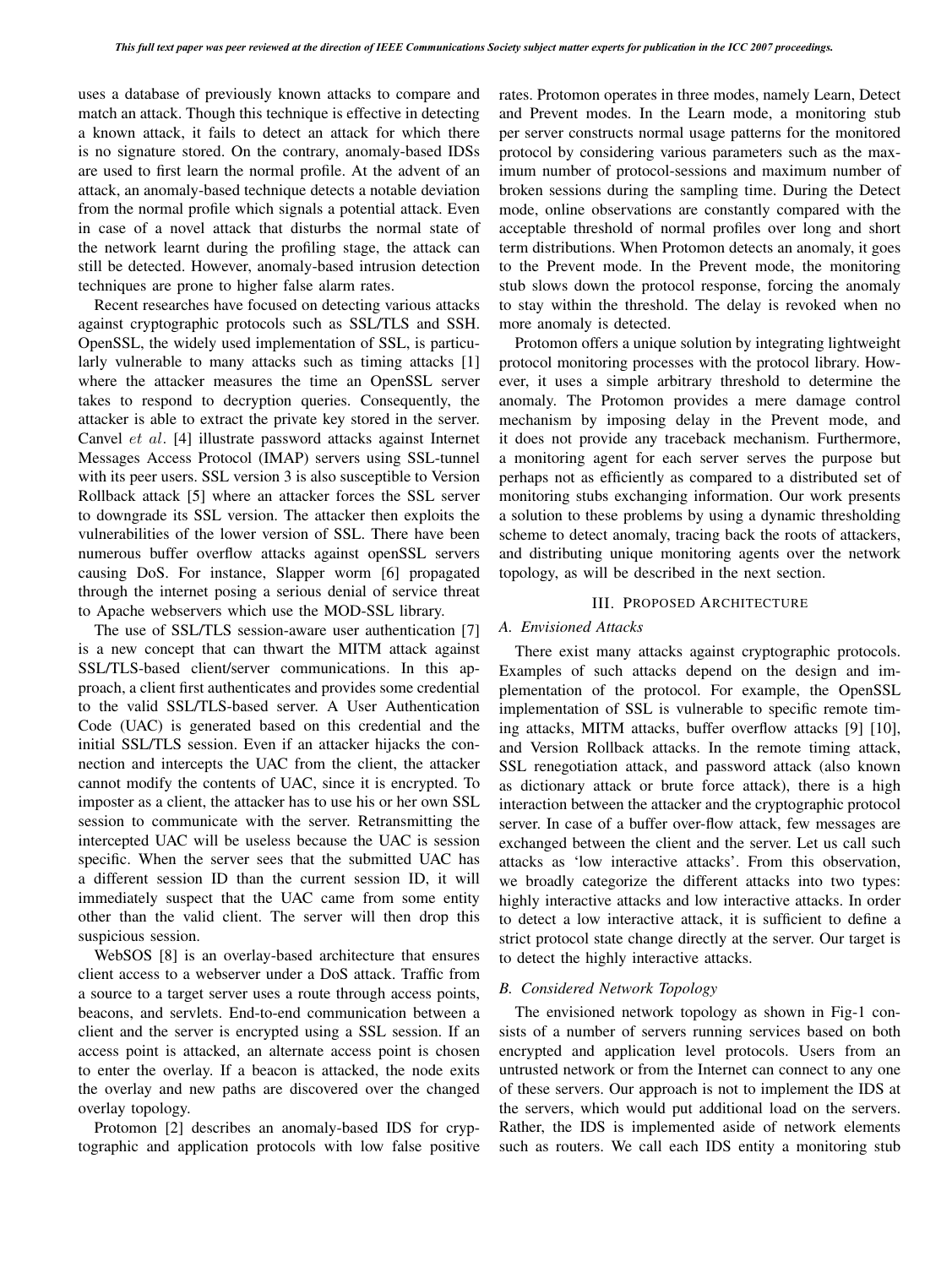uses a database of previously known attacks to compare and match an attack. Though this technique is effective in detecting a known attack, it fails to detect an attack for which there is no signature stored. On the contrary, anomaly-based IDSs are used to first learn the normal profile. At the advent of an attack, an anomaly-based technique detects a notable deviation from the normal profile which signals a potential attack. Even in case of a novel attack that disturbs the normal state of the network learnt during the profiling stage, the attack can still be detected. However, anomaly-based intrusion detection techniques are prone to higher false alarm rates.

Recent researches have focused on detecting various attacks against cryptographic protocols such as SSL/TLS and SSH. OpenSSL, the widely used implementation of SSL, is particularly vulnerable to many attacks such as timing attacks [1] where the attacker measures the time an OpenSSL server takes to respond to decryption queries. Consequently, the attacker is able to extract the private key stored in the server. Canvel *et al.* [4] illustrate password attacks against Internet Messages Access Protocol (IMAP) servers using SSL-tunnel with its peer users. SSL version 3 is also susceptible to Version Rollback attack [5] where an attacker forces the SSL server to downgrade its SSL version. The attacker then exploits the vulnerabilities of the lower version of SSL. There have been numerous buffer overflow attacks against openSSL servers causing DoS. For instance, Slapper worm [6] propagated through the internet posing a serious denial of service threat to Apache webservers which use the MOD-SSL library.

The use of SSL/TLS session-aware user authentication [7] is a new concept that can thwart the MITM attack against SSL/TLS-based client/server communications. In this approach, a client first authenticates and provides some credential to the valid SSL/TLS-based server. A User Authentication Code (UAC) is generated based on this credential and the initial SSL/TLS session. Even if an attacker hijacks the connection and intercepts the UAC from the client, the attacker cannot modify the contents of UAC, since it is encrypted. To imposter as a client, the attacker has to use his or her own SSL session to communicate with the server. Retransmitting the intercepted UAC will be useless because the UAC is session specific. When the server sees that the submitted UAC has a different session ID than the current session ID, it will immediately suspect that the UAC came from some entity other than the valid client. The server will then drop this suspicious session.

WebSOS [8] is an overlay-based architecture that ensures client access to a webserver under a DoS attack. Traffic from a source to a target server uses a route through access points, beacons, and servlets. End-to-end communication between a client and the server is encrypted using a SSL session. If an access point is attacked, an alternate access point is chosen to enter the overlay. If a beacon is attacked, the node exits the overlay and new paths are discovered over the changed overlay topology.

Protomon [2] describes an anomaly-based IDS for cryptographic and application protocols with low false positive rates. Protomon operates in three modes, namely Learn, Detect and Prevent modes. In the Learn mode, a monitoring stub per server constructs normal usage patterns for the monitored protocol by considering various parameters such as the maximum number of protocol-sessions and maximum number of broken sessions during the sampling time. During the Detect mode, online observations are constantly compared with the acceptable threshold of normal profiles over long and short term distributions. When Protomon detects an anomaly, it goes to the Prevent mode. In the Prevent mode, the monitoring stub slows down the protocol response, forcing the anomaly to stay within the threshold. The delay is revoked when no more anomaly is detected.

Protomon offers a unique solution by integrating lightweight protocol monitoring processes with the protocol library. However, it uses a simple arbitrary threshold to determine the anomaly. The Protomon provides a mere damage control mechanism by imposing delay in the Prevent mode, and it does not provide any traceback mechanism. Furthermore, a monitoring agent for each server serves the purpose but perhaps not as efficiently as compared to a distributed set of monitoring stubs exchanging information. Our work presents a solution to these problems by using a dynamic thresholding scheme to detect anomaly, tracing back the roots of attackers, and distributing unique monitoring agents over the network topology, as will be described in the next section.

## III. Proposed Architecture

### A. Envisioned Attacks

There exist many attacks against cryptographic protocols. Examples of such attacks depend on the design and implementation of the protocol. For example, the OpenSSL implementation of SSL is vulnerable to specific remote timing attacks, MITM attacks, buffer overflow attacks [9] [10], and Version Rollback attacks. In the remote timing attack, SSL renegotiation attack, and password attack (also known as dictionary attack or brute force attack), there is a high interaction between the attacker and the cryptographic protocol server. In case of a buffer over-flow attack, few messages are exchanged between the client and the server. Let us call such attacks as 'low interactive attacks'. From this observation, we broadly categorize the different attacks into two types: highly interactive attacks and low interactive attacks. In order to detect a low interactive attack, it is sufficient to define a strict protocol state change directly at the server. Our target is to detect the highly interactive attacks.

### B. Considered Network Topology

The envisioned network topology as shown in Fig-1 consists of a number of servers running services based on both encrypted and application level protocols. Users from an untrusted network or from the Internet can connect to any one of these servers. Our approach is not to implement the IDS at the servers, which would put additional load on the servers. Rather, the IDS is implemented aside of network elements such as routers. We call each IDS entity a monitoring stub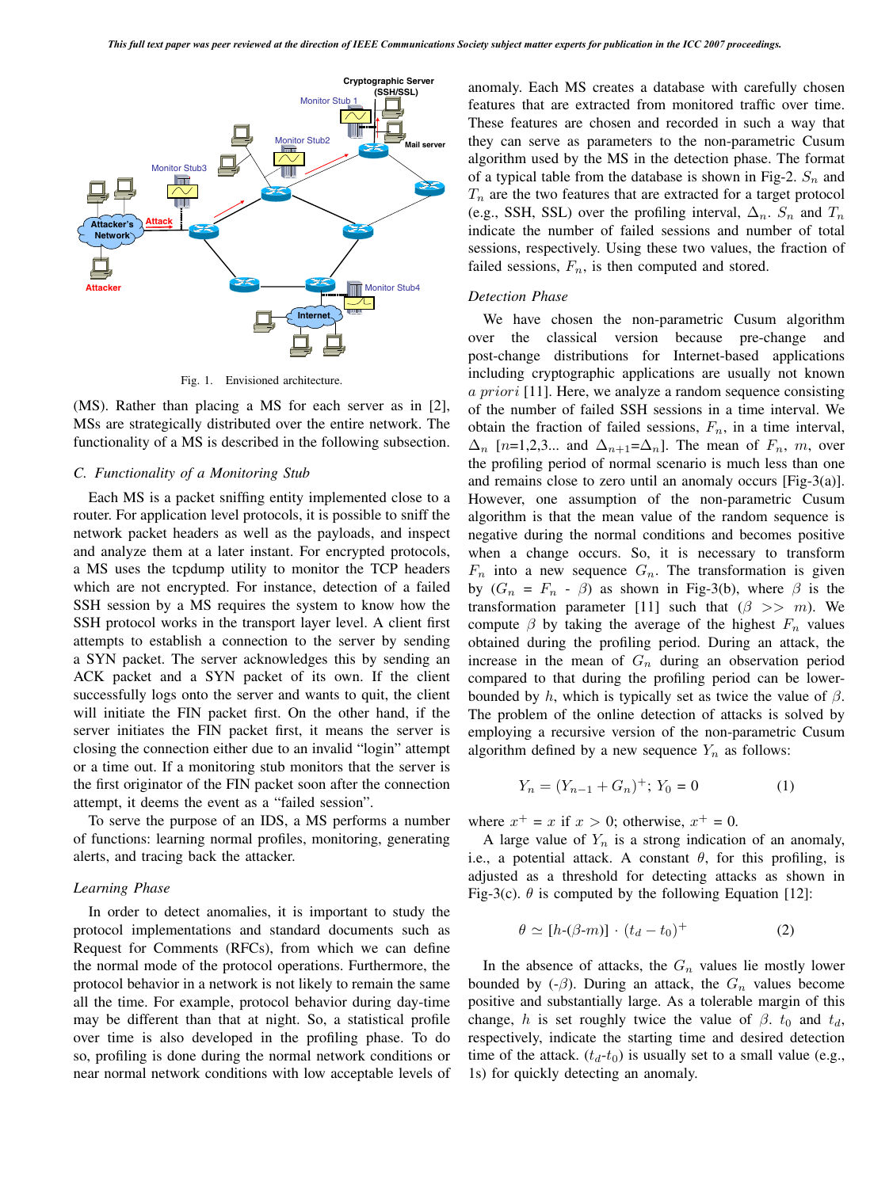Cryptographic Server (SSH/SSL)

Monitor Stub 1

Monitor Stub2

Mail server

Monitor Stub3

Attacker's Network

Attack

Attacker

Monitor Stub4

Internet

Fig. 1. Envisioned architecture.

(MS). Rather than placing a MS for each server as in [2], MSs are strategically distributed over the entire network. The functionality of a MS is described in the following subsection.

### C. Functionality of a Monitoring Stub

Each MS is a packet sniffing entity implemented close to a router. For application level protocols, it is possible to sniff the network packet headers as well as the payloads, and inspect and analyze them at a later instant. For encrypted protocols, a MS uses the tcpdump utility to monitor the TCP headers which are not encrypted. For instance, detection of a failed SSH session by a MS requires the system to know how the SSH protocol works in the transport layer level. A client first attempts to establish a connection to the server by sending a SYN packet. The server acknowledges this by sending an ACK packet and a SYN packet of its own. If the client successfully logs onto the server and wants to quit, the client will initiate the FIN packet first. On the other hand, if the server initiates the FIN packet first, it means the server is closing the connection either due to an invalid "login" attempt or a time out. If a monitoring stub monitors that the server is the first originator of the FIN packet soon after the connection attempt, it deems the event as a "failed session".

To serve the purpose of an IDS, a MS performs a number of functions: learning normal profiles, monitoring, generating alerts, and tracing back the attacker.

#### Learning Phase

In order to detect anomalies, it is important to study the protocol implementations and standard documents such as Request for Comments (RFCs), from which we can define the normal mode of the protocol operations. Furthermore, the protocol behavior in a network is not likely to remain the same all the time. For example, protocol behavior during day-time may be different than that at night. So, a statistical profile over time is also developed in the profiling phase. To do so, profiling is done during the normal network conditions or near normal network conditions with low acceptable levels of anomaly. Each MS creates a database with carefully chosen features that are extracted from monitored traffic over time. These features are chosen and recorded in such a way that they can serve as parameters to the non-parametric Cusum algorithm used by the MS in the detection phase. The format of a typical table from the database is shown in Fig-2. $S_n$ and $T_n$ are the two features that are extracted for a target protocol (e.g., SSH, SSL) over the profiling interval, $\Delta_n$. $S_n$ and $T_n$ indicate the number of failed sessions and number of total sessions, respectively. Using these two values, the fraction of failed sessions, $F_n$, is then computed and stored.

#### Detection Phase

We have chosen the non-parametric Cusum algorithm over the classical version because pre-change and post-change distributions for Internet-based applications including cryptographic applications are usually not known *a priori* [11]. Here, we analyze a random sequence consisting of the number of failed SSH sessions in a time interval. We obtain the fraction of failed sessions, $F_n$, in a time interval, $\Delta_n$ [$n$=1,2,3... and $\Delta_{n+1}$=$\Delta_n$]. The mean of $F_n$, $m$, over the profiling period of normal scenario is much less than one and remains close to zero until an anomaly occurs [Fig-3(a)]. However, one assumption of the non-parametric Cusum algorithm is that the mean value of the random sequence is negative during the normal conditions and becomes positive when a change occurs. So, it is necessary to transform $F_n$ into a new sequence $G_n$. The transformation is given by ($G_n$ = $F_n$ - $\beta$) as shown in Fig-3(b), where $\beta$ is the transformation parameter [11] such that ($\beta >> m$). We compute $\beta$ by taking the average of the highest $F_n$ values obtained during the profiling period. During an attack, the increase in the mean of $G_n$ during an observation period compared to that during the profiling period can be lower-bounded by $h$, which is typically set as twice the value of $\beta$. The problem of the online detection of attacks is solved by employing a recursive version of the non-parametric Cusum algorithm defined by a new sequence $Y_n$ as follows:

$$Y_n = (Y_{n-1} + G_n)^+; \; Y_0 = 0 \qquad (1)$$

where $x^+$ = $x$ if $x > 0$; otherwise, $x^+$ = 0.

A large value of $Y_n$ is a strong indication of an anomaly, i.e., a potential attack. A constant $\theta$, for this profiling, is adjusted as a threshold for detecting attacks as shown in Fig-3(c). $\theta$ is computed by the following Equation [12]:

$$\theta \simeq [h\text{-}(\beta\text{-}m)] \cdot (t_d - t_0)^+ \qquad (2)$$

In the absence of attacks, the $G_n$ values lie mostly lower bounded by (-$\beta$). During an attack, the $G_n$ values become positive and substantially large. As a tolerable margin of this change, $h$ is set roughly twice the value of $\beta$. $t_0$ and $t_d$, respectively, indicate the starting time and desired detection time of the attack. ($t_d$-$t_0$) is usually set to a small value (e.g., 1s) for quickly detecting an anomaly.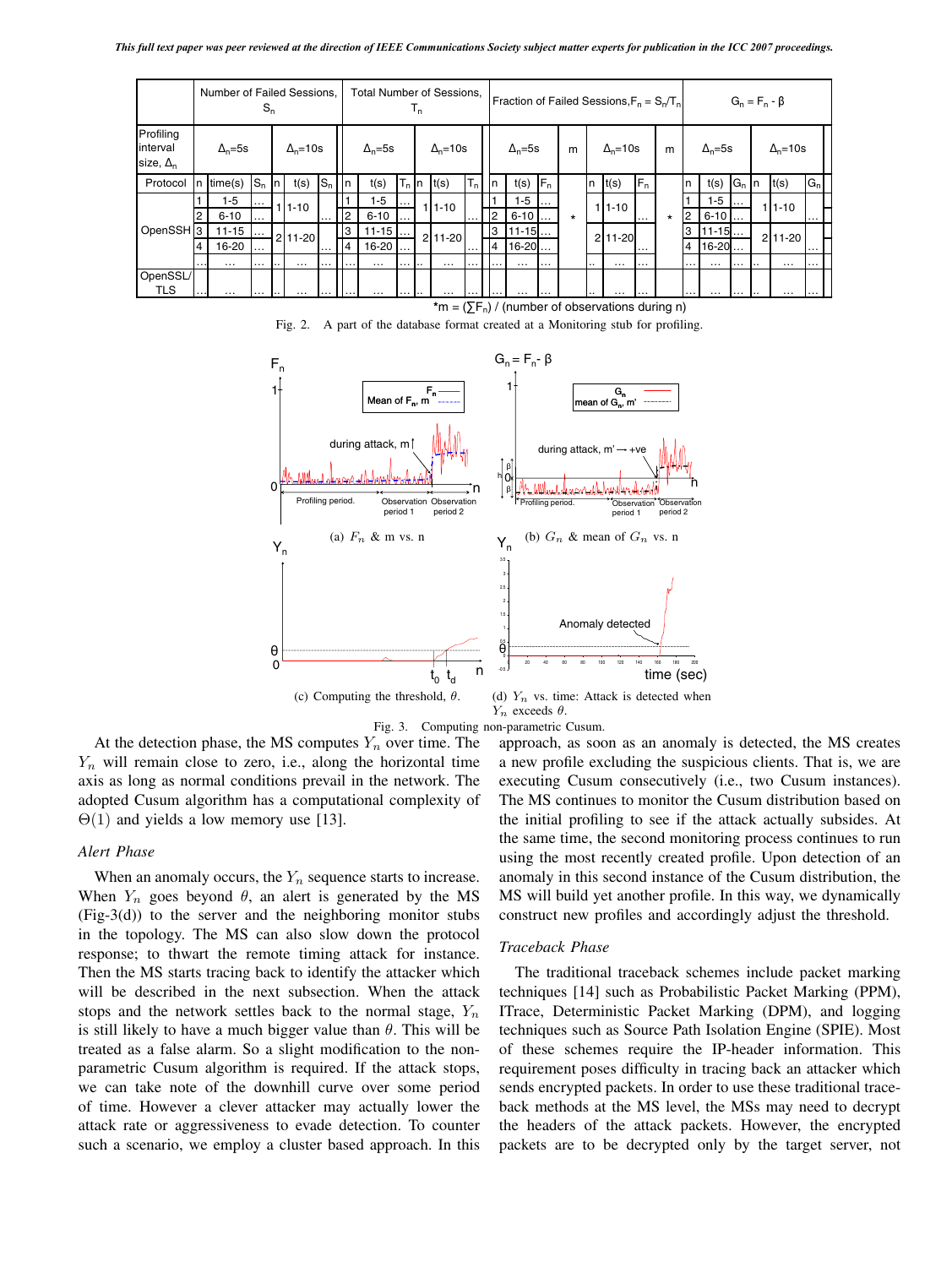| | Number of Failed Sessions, $S_n$ | | | | | | Total Number of Sessions, $T_n$ | | | | | | Fraction of Failed Sessions, $F_n = S_n/T_n$ | | | | | | | | $G_n = F_n - \beta$ | | | | | |
|---|---|---|---|---|---|---|---|---|---|---|---|---|---|---|---|---|---|---|---|---|---|---|---|---|---|---|
| Profiling interval size, $\Delta_n$ | $\Delta_n$=5s | | | $\Delta_n$=10s | | | $\Delta_n$=5s | | | $\Delta_n$=10s | | | $\Delta_n$=5s | | | m | $\Delta_n$=10s | | | m | $\Delta_n$=5s | | | $\Delta_n$=10s | | |
| Protocol | n | time(s) | $S_n$ | n | t(s) | $S_n$ | n | t(s) | $T_n$ | n | t(s) | $T_n$ | n | t(s) | $F_n$ | | n | t(s) | $F_n$ | | n | t(s) | $G_n$ | n | t(s) | $G_n$ |
| OpenSSH | 1 | 1-5 | ... | 1 | 1-10 | ... | 1 | 1-5 | ... | 1 | 1-10 | ... | 1 | 1-5 | ... | * | 1 | 1-10 | ... | * | 1 | 1-5 | ... | 1 | 1-10 | ... |
| | 2 | 6-10 | ... | | | | 2 | 6-10 | ... | | | | 2 | 6-10 | ... | | | | | | 2 | 6-10 | ... | | | |
| | 3 | 11-15 | ... | 2 | 11-20 | ... | 3 | 11-15 | ... | 2 | 11-20 | ... | 3 | 11-15 | ... | | 2 | 11-20 | ... | | 3 | 11-15 | ... | 2 | 11-20 | ... |
| | 4 | 16-20 | ... | | | | 4 | 16-20 | ... | | | | 4 | 16-20 | ... | | | | | | 4 | 16-20 | ... | | | |
| | ... | ... | ... | .. | ... | ... | ... | ... | ... | .. | ... | ... | ... | ... | ... | | .. | ... | ... | | ... | ... | ... | .. | ... | ... |
| OpenSSL/TLS | ... | ... | ... | .. | ... | ... | ... | ... | ... | .. | ... | ... | ... | ... | ... | | .. | ... | ... | | ... | ... | ... | .. | ... | ... |

*m = ($\sum F_n$) / (number of observations during n)

Fig. 2. A part of the database format created at a Monitoring stub for profiling.

(a) $F_n$ & m vs. n

(b) $G_n$ & mean of $G_n$ vs. n

(c) Computing the threshold, $\theta$.

(d) $Y_n$ vs. time: Attack is detected when $Y_n$ exceeds $\theta$.

Fig. 3. Computing non-parametric Cusum.

At the detection phase, the MS computes $Y_n$ over time. The $Y_n$ will remain close to zero, i.e., along the horizontal time axis as long as normal conditions prevail in the network. The adopted Cusum algorithm has a computational complexity of $\Theta(1)$ and yields a low memory use [13].

### *Alert Phase*

When an anomaly occurs, the $Y_n$ sequence starts to increase. When $Y_n$ goes beyond $\theta$, an alert is generated by the MS (Fig-3(d)) to the server and the neighboring monitor stubs in the topology. The MS can also slow down the protocol response; to thwart the remote timing attack for instance. Then the MS starts tracing back to identify the attacker which will be described in the next subsection. When the attack stops and the network settles back to the normal stage, $Y_n$ is still likely to have a much bigger value than $\theta$. This will be treated as a false alarm. So a slight modification to the non-parametric Cusum algorithm is required. If the attack stops, we can take note of the downhill curve over some period of time. However a clever attacker may actually lower the attack rate or aggressiveness to evade detection. To counter such a scenario, we employ a cluster based approach. In this approach, as soon as an anomaly is detected, the MS creates a new profile excluding the suspicious clients. That is, we are executing Cusum consecutively (i.e., two Cusum instances). The MS continues to monitor the Cusum distribution based on the initial profiling to see if the attack actually subsides. At the same time, the second monitoring process continues to run using the most recently created profile. Upon detection of an anomaly in this second instance of the Cusum distribution, the MS will build yet another profile. In this way, we dynamically construct new profiles and accordingly adjust the threshold.

### *Traceback Phase*

The traditional traceback schemes include packet marking techniques [14] such as Probabilistic Packet Marking (PPM), ITrace, Deterministic Packet Marking (DPM), and logging techniques such as Source Path Isolation Engine (SPIE). Most of these schemes require the IP-header information. This requirement poses difficulty in tracing back an attacker which sends encrypted packets. In order to use these traditional traceback methods at the MS level, the MSs may need to decrypt the headers of the attack packets. However, the encrypted packets are to be decrypted only by the target server, not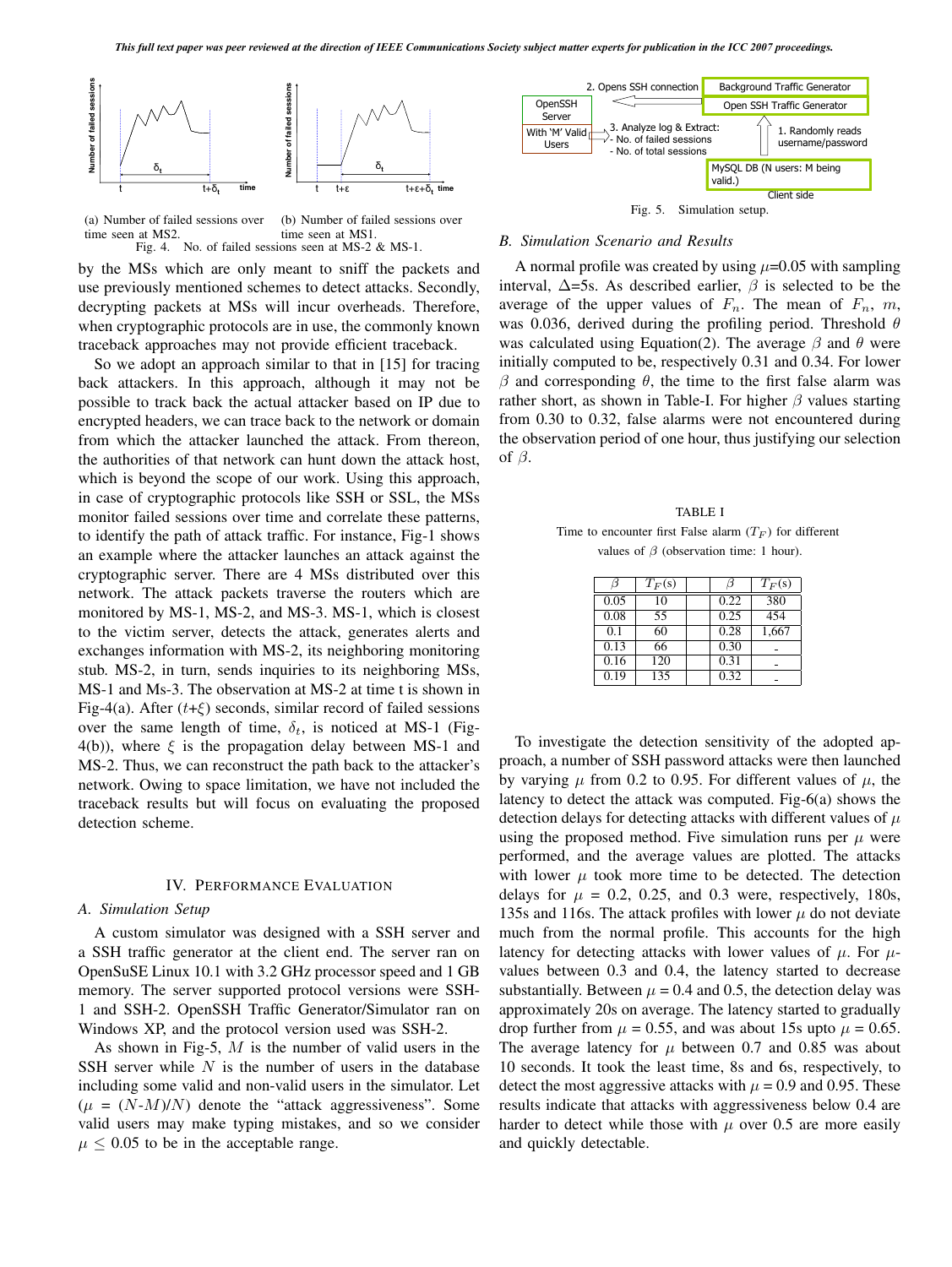(a) Number of failed sessions over time seen at MS2.

(b) Number of failed sessions over time seen at MS1.

Fig. 4. No. of failed sessions seen at MS-2 & MS-1.

by the MSs which are only meant to sniff the packets and use previously mentioned schemes to detect attacks. Secondly, decrypting packets at MSs will incur overheads. Therefore, when cryptographic protocols are in use, the commonly known traceback approaches may not provide efficient traceback.

So we adopt an approach similar to that in [15] for tracing back attackers. In this approach, although it may not be possible to track back the actual attacker based on IP due to encrypted headers, we can trace back to the network or domain from which the attacker launched the attack. From thereon, the authorities of that network can hunt down the attack host, which is beyond the scope of our work. Using this approach, in case of cryptographic protocols like SSH or SSL, the MSs monitor failed sessions over time and correlate these patterns, to identify the path of attack traffic. For instance, Fig-1 shows an example where the attacker launches an attack against the cryptographic server. There are 4 MSs distributed over this network. The attack packets traverse the routers which are monitored by MS-1, MS-2, and MS-3. MS-1, which is closest to the victim server, detects the attack, generates alerts and exchanges information with MS-2, its neighboring monitoring stub. MS-2, in turn, sends inquiries to its neighboring MSs, MS-1 and Ms-3. The observation at MS-2 at time t is shown in Fig-4(a). After ($t$+$\xi$) seconds, similar record of failed sessions over the same length of time, $\delta_t$, is noticed at MS-1 (Fig-4(b)), where $\xi$ is the propagation delay between MS-1 and MS-2. Thus, we can reconstruct the path back to the attacker's network. Owing to space limitation, we have not included the traceback results but will focus on evaluating the proposed detection scheme.

## IV. Performance Evaluation

### A. Simulation Setup

A custom simulator was designed with a SSH server and a SSH traffic generator at the client end. The server ran on OpenSuSE Linux 10.1 with 3.2 GHz processor speed and 1 GB memory. The server supported protocol versions were SSH-1 and SSH-2. OpenSSH Traffic Generator/Simulator ran on Windows XP, and the protocol version used was SSH-2.

As shown in Fig-5, $M$ is the number of valid users in the SSH server while $N$ is the number of users in the database including some valid and non-valid users in the simulator. Let ($\mu$ = ($N$-$M$)/$N$) denote the "attack aggressiveness". Some valid users may make typing mistakes, and so we consider $\mu \leq 0.05$ to be in the acceptable range.

Fig. 5. Simulation setup.

### B. Simulation Scenario and Results

A normal profile was created by using $\mu$=0.05 with sampling interval, $\Delta$=5s. As described earlier, $\beta$ is selected to be the average of the upper values of $F_n$. The mean of $F_n$, $m$, was 0.036, derived during the profiling period. Threshold $\theta$ was calculated using Equation(2). The average $\beta$ and $\theta$ were initially computed to be, respectively 0.31 and 0.34. For lower $\beta$ and corresponding $\theta$, the time to the first false alarm was rather short, as shown in Table-I. For higher $\beta$ values starting from 0.30 to 0.32, false alarms were not encountered during the observation period of one hour, thus justifying our selection of $\beta$.

TABLE I

Time to encounter first False alarm ($T_F$) for different values of $\beta$ (observation time: 1 hour).

| $\beta$ | $T_F$(s) | | $\beta$ | $T_F$(s) |
|---|---|---|---|---|
| 0.05 | 10 | | 0.22 | 380 |
| 0.08 | 55 | | 0.25 | 454 |
| 0.1 | 60 | | 0.28 | 1,667 |
| 0.13 | 66 | | 0.30 | - |
| 0.16 | 120 | | 0.31 | - |
| 0.19 | 135 | | 0.32 | - |

To investigate the detection sensitivity of the adopted approach, a number of SSH password attacks were then launched by varying $\mu$ from 0.2 to 0.95. For different values of $\mu$, the latency to detect the attack was computed. Fig-6(a) shows the detection delays for detecting attacks with different values of $\mu$ using the proposed method. Five simulation runs per $\mu$ were performed, and the average values are plotted. The attacks with lower $\mu$ took more time to be detected. The detection delays for $\mu$ = 0.2, 0.25, and 0.3 were, respectively, 180s, 135s and 116s. The attack profiles with lower $\mu$ do not deviate much from the normal profile. This accounts for the high latency for detecting attacks with lower values of $\mu$. For $\mu$-values between 0.3 and 0.4, the latency started to decrease substantially. Between $\mu$ = 0.4 and 0.5, the detection delay was approximately 20s on average. The latency started to gradually drop further from $\mu$ = 0.55, and was about 15s upto $\mu$ = 0.65. The average latency for $\mu$ between 0.7 and 0.85 was about 10 seconds. It took the least time, 8s and 6s, respectively, to detect the most aggressive attacks with $\mu$ = 0.9 and 0.95. These results indicate that attacks with aggressiveness below 0.4 are harder to detect while those with $\mu$ over 0.5 are more easily and quickly detectable.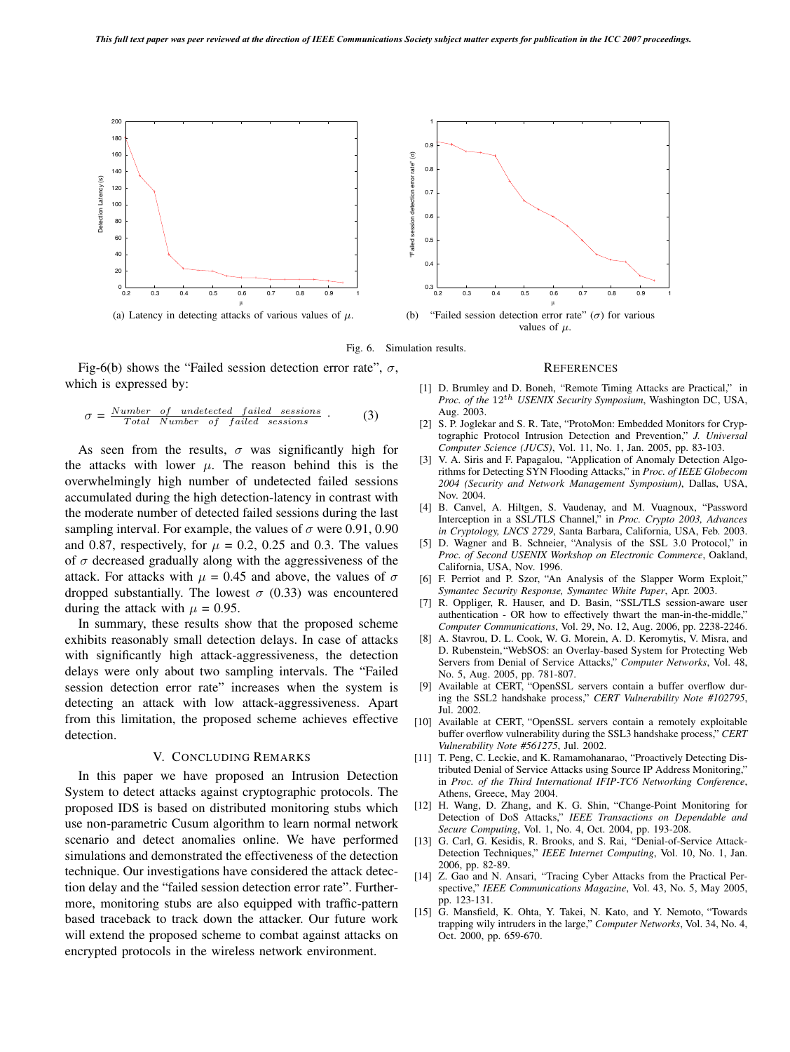200
180
160
140
120
100
80
60
40
20
0

Detection Latency (s)

0.2 0.3 0.4 0.5 0.6 0.7 0.8 0.9 1

μ

(a) Latency in detecting attacks of various values of $\mu$.

1
0.9
0.8
0.7
0.6
0.5
0.4
0.3

"Failed session detection error rate" (σ)

0.2 0.3 0.4 0.5 0.6 0.7 0.8 0.9 1

μ

(b) "Failed session detection error rate" ($\sigma$) for various values of $\mu$.

Fig. 6. Simulation results.

Fig-6(b) shows the "Failed session detection error rate", $\sigma$, which is expressed by:

$$\sigma = \frac{Number\ \ of\ \ undetected\ \ failed\ \ sessions}{Total\ \ Number\ \ of\ \ failed\ \ sessions}\ . \qquad (3)$$

As seen from the results, $\sigma$ was significantly high for the attacks with lower $\mu$. The reason behind this is the overwhelmingly high number of undetected failed sessions accumulated during the high detection-latency in contrast with the moderate number of detected failed sessions during the last sampling interval. For example, the values of $\sigma$ were 0.91, 0.90 and 0.87, respectively, for $\mu$ = 0.2, 0.25 and 0.3. The values of $\sigma$ decreased gradually along with the aggressiveness of the attack. For attacks with $\mu$ = 0.45 and above, the values of $\sigma$ dropped substantially. The lowest $\sigma$ (0.33) was encountered during the attack with $\mu$ = 0.95.

In summary, these results show that the proposed scheme exhibits reasonably small detection delays. In case of attacks with significantly high attack-aggressiveness, the detection delays were only about two sampling intervals. The "Failed session detection error rate" increases when the system is detecting an attack with low attack-aggressiveness. Apart from this limitation, the proposed scheme achieves effective detection.

## V. Concluding Remarks

In this paper we have proposed an Intrusion Detection System to detect attacks against cryptographic protocols. The proposed IDS is based on distributed monitoring stubs which use non-parametric Cusum algorithm to learn normal network scenario and detect anomalies online. We have performed simulations and demonstrated the effectiveness of the detection technique. Our investigations have considered the attack detection delay and the "failed session detection error rate". Furthermore, monitoring stubs are also equipped with traffic-pattern based traceback to track down the attacker. Our future work will extend the proposed scheme to combat against attacks on encrypted protocols in the wireless network environment.

## References

[1] D. Brumley and D. Boneh, "Remote Timing Attacks are Practical," in *Proc. of the $12^{th}$ USENIX Security Symposium*, Washington DC, USA, Aug. 2003.

[2] S. P. Joglekar and S. R. Tate, "ProtoMon: Embedded Monitors for Cryptographic Protocol Intrusion Detection and Prevention," *J. Universal Computer Science (JUCS)*, Vol. 11, No. 1, Jan. 2005, pp. 83-103.

[3] V. A. Siris and F. Papagalou, "Application of Anomaly Detection Algorithms for Detecting SYN Flooding Attacks," in *Proc. of IEEE Globecom 2004 (Security and Network Management Symposium)*, Dallas, USA, Nov. 2004.

[4] B. Canvel, A. Hiltgen, S. Vaudenay, and M. Vuagnoux, "Password Interception in a SSL/TLS Channel," in *Proc. Crypto 2003, Advances in Cryptology, LNCS 2729*, Santa Barbara, California, USA, Feb. 2003.

[5] D. Wagner and B. Schneier, "Analysis of the SSL 3.0 Protocol," in *Proc. of Second USENIX Workshop on Electronic Commerce*, Oakland, California, USA, Nov. 1996.

[6] F. Perriot and P. Szor, "An Analysis of the Slapper Worm Exploit," *Symantec Security Response, Symantec White Paper*, Apr. 2003.

[7] R. Oppliger, R. Hauser, and D. Basin, "SSL/TLS session-aware user authentication - OR how to effectively thwart the man-in-the-middle," *Computer Communications*, Vol. 29, No. 12, Aug. 2006, pp. 2238-2246.

[8] A. Stavrou, D. L. Cook, W. G. Morein, A. D. Keromytis, V. Misra, and D. Rubenstein, "WebSOS: an Overlay-based System for Protecting Web Servers from Denial of Service Attacks," *Computer Networks*, Vol. 48, No. 5, Aug. 2005, pp. 781-807.

[9] Available at CERT, "OpenSSL servers contain a buffer overflow during the SSL2 handshake process," *CERT Vulnerability Note #102795*, Jul. 2002.

[10] Available at CERT, "OpenSSL servers contain a remotely exploitable buffer overflow vulnerability during the SSL3 handshake process," *CERT Vulnerability Note #561275*, Jul. 2002.

[11] T. Peng, C. Leckie, and K. Ramamohanarao, "Proactively Detecting Distributed Denial of Service Attacks using Source IP Address Monitoring," in *Proc. of the Third International IFIP-TC6 Networking Conference*, Athens, Greece, May 2004.

[12] H. Wang, D. Zhang, and K. G. Shin, "Change-Point Monitoring for Detection of DoS Attacks," *IEEE Transactions on Dependable and Secure Computing*, Vol. 1, No. 4, Oct. 2004, pp. 193-208.

[13] G. Carl, G. Kesidis, R. Brooks, and S. Rai, "Denial-of-Service Attack-Detection Techniques," *IEEE Internet Computing*, Vol. 10, No. 1, Jan. 2006, pp. 82-89.

[14] Z. Gao and N. Ansari, "Tracing Cyber Attacks from the Practical Perspective," *IEEE Communications Magazine*, Vol. 43, No. 5, May 2005, pp. 123-131.

[15] G. Mansfield, K. Ohta, Y. Takei, N. Kato, and Y. Nemoto, "Towards trapping wily intruders in the large," *Computer Networks*, Vol. 34, No. 4, Oct. 2000, pp. 659-670.